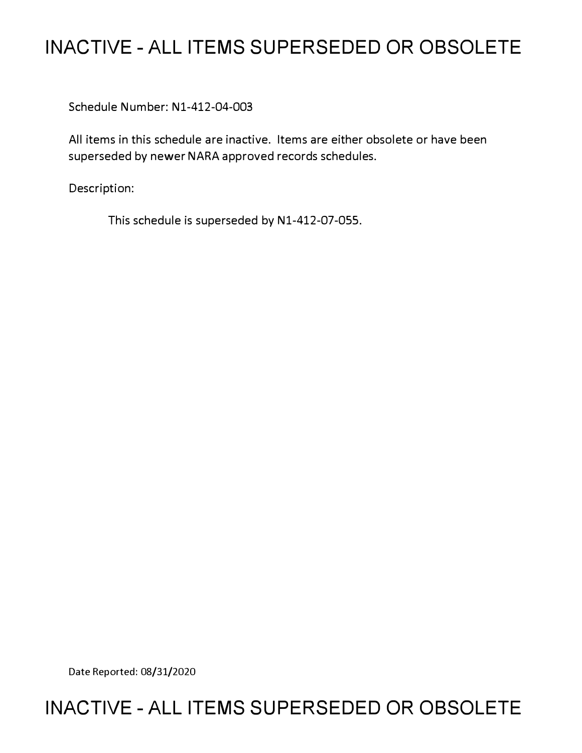# INACTIVE - ALL ITEMS SUPERSEDED OR OBSOLETE

Schedule Number: N1-412-04-003

All items in this schedule are inactive. Items are either obsolete or have been superseded by newer NARA approved records schedules.

Description:

This schedule is superseded by N1-412-07-055.

Date Reported: 08/31/2020

# INACTIVE - ALL ITEMS SUPERSEDED OR OBSOLETE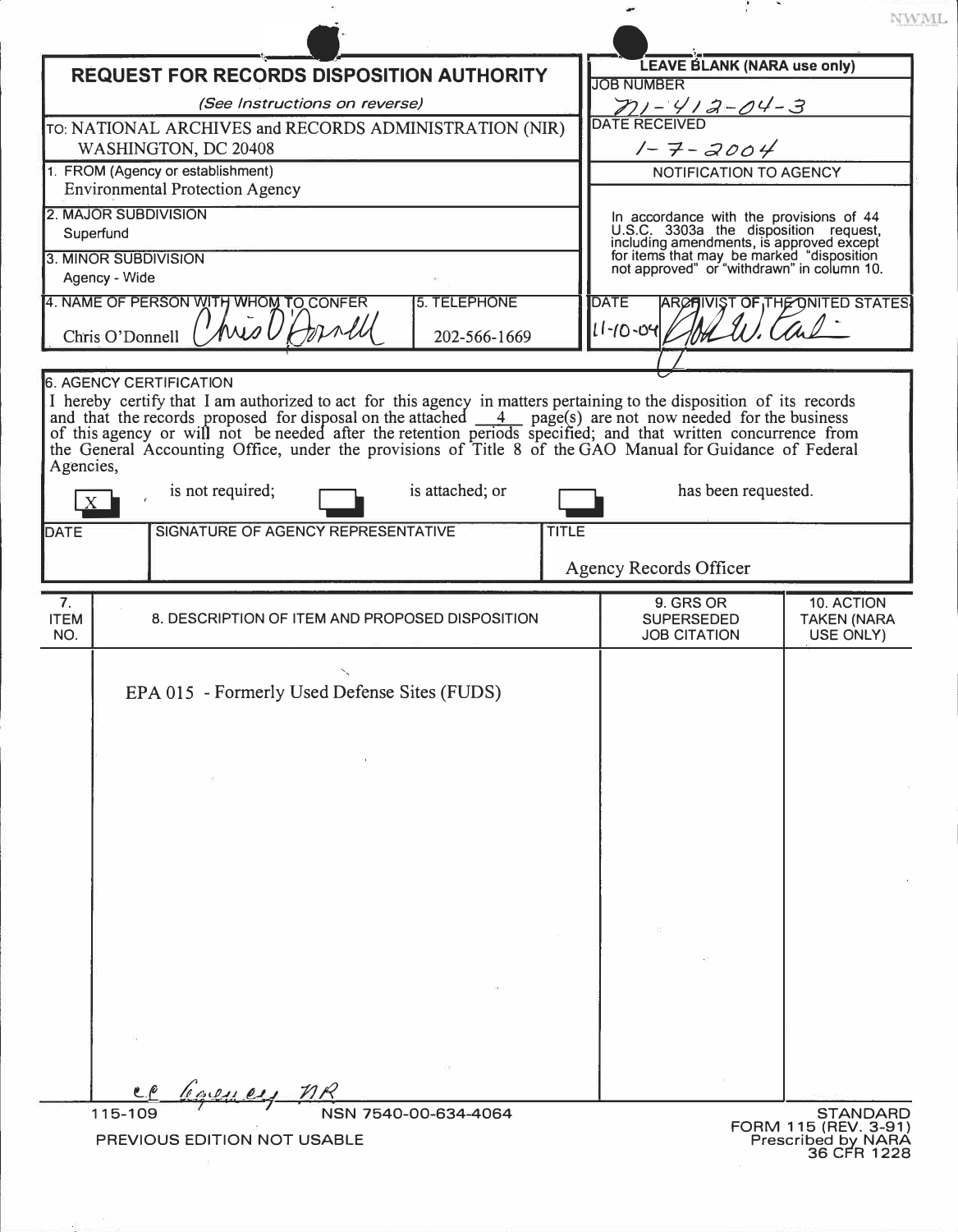NWML

# REQUEST FOR RECORDS DISPOSITION AUTHORITY

*(See Instructions on reverse)*

TO: NATIONAL ARCHIVES and RECORDS ADMINISTRATION (NIR)
WASHINGTON, DC 20408

| LEAVE BLANK (NARA use only) |
|---|
| JOB NUMBER: N1-412-04-3 |
| DATE RECEIVED: 1-7-2004 |
| NOTIFICATION TO AGENCY |
| In accordance with the provisions of 44 U.S.C. 3303a the disposition request, including amendments, is approved except for items that may be marked "disposition not approved" or "withdrawn" in column 10. |
| DATE: 11-10-04 — ARCHIVIST OF THE UNITED STATES: [signature] |

1. FROM (Agency or establishment)
Environmental Protection Agency

2. MAJOR SUBDIVISION
Superfund

3. MINOR SUBDIVISION
Agency - Wide

| 4. NAME OF PERSON WITH WHOM TO CONFER | 5. TELEPHONE |
|---|---|
| Chris O'Donnell [signature] | 202-566-1669 |

6. AGENCY CERTIFICATION

I hereby certify that I am authorized to act for this agency in matters pertaining to the disposition of its records and that the records proposed for disposal on the attached 4 page(s) are not now needed for the business of this agency or will not be needed after the retention periods specified; and that written concurrence from the General Accounting Office, under the provisions of Title 8 of the GAO Manual for Guidance of Federal Agencies,

[X] is not required; [ ] is attached; or [ ] has been requested.

| DATE | SIGNATURE OF AGENCY REPRESENTATIVE | TITLE |
|---|---|---|
| | | Agency Records Officer |

| 7. ITEM NO. | 8. DESCRIPTION OF ITEM AND PROPOSED DISPOSITION | 9. GRS OR SUPERSEDED JOB CITATION | 10. ACTION TAKEN (NARA USE ONLY) |
|---|---|---|---|
| | EPA 015 - Formerly Used Defense Sites (FUDS) | | |

cc Agency, NR

115-109 NSN 7540-00-634-4064
PREVIOUS EDITION NOT USABLE

STANDARD FORM 115 (REV. 3-91)
Prescribed by NARA
36 CFR 1228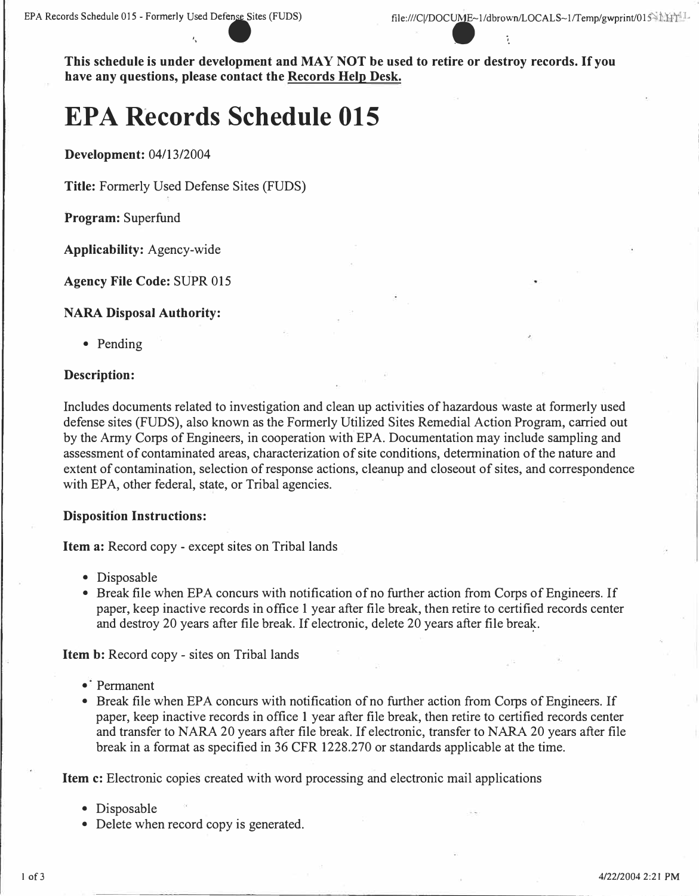**This schedule is under development and MAY NOT be used to retire or destroy records. If you have any questions, please contact the Records Help Desk.**

# EPA Records Schedule 015

**Development:** 04/13/2004

**Title:** Formerly Used Defense Sites (FUDS)

**Program:** Superfund

**Applicability:** Agency-wide

**Agency File Code:** SUPR 015

**NARA Disposal Authority:**

- Pending

**Description:**

Includes documents related to investigation and clean up activities of hazardous waste at formerly used defense sites (FUDS), also known as the Formerly Utilized Sites Remedial Action Program, carried out by the Army Corps of Engineers, in cooperation with EPA. Documentation may include sampling and assessment of contaminated areas, characterization of site conditions, determination of the nature and extent of contamination, selection of response actions, cleanup and closeout of sites, and correspondence with EPA, other federal, state, or Tribal agencies.

**Disposition Instructions:**

**Item a:** Record copy - except sites on Tribal lands

- Disposable
- Break file when EPA concurs with notification of no further action from Corps of Engineers. If paper, keep inactive records in office 1 year after file break, then retire to certified records center and destroy 20 years after file break. If electronic, delete 20 years after file break.

**Item b:** Record copy - sites on Tribal lands

- Permanent
- Break file when EPA concurs with notification of no further action from Corps of Engineers. If paper, keep inactive records in office 1 year after file break, then retire to certified records center and transfer to NARA 20 years after file break. If electronic, transfer to NARA 20 years after file break in a format as specified in 36 CFR 1228.270 or standards applicable at the time.

**Item c:** Electronic copies created with word processing and electronic mail applications

- Disposable
- Delete when record copy is generated.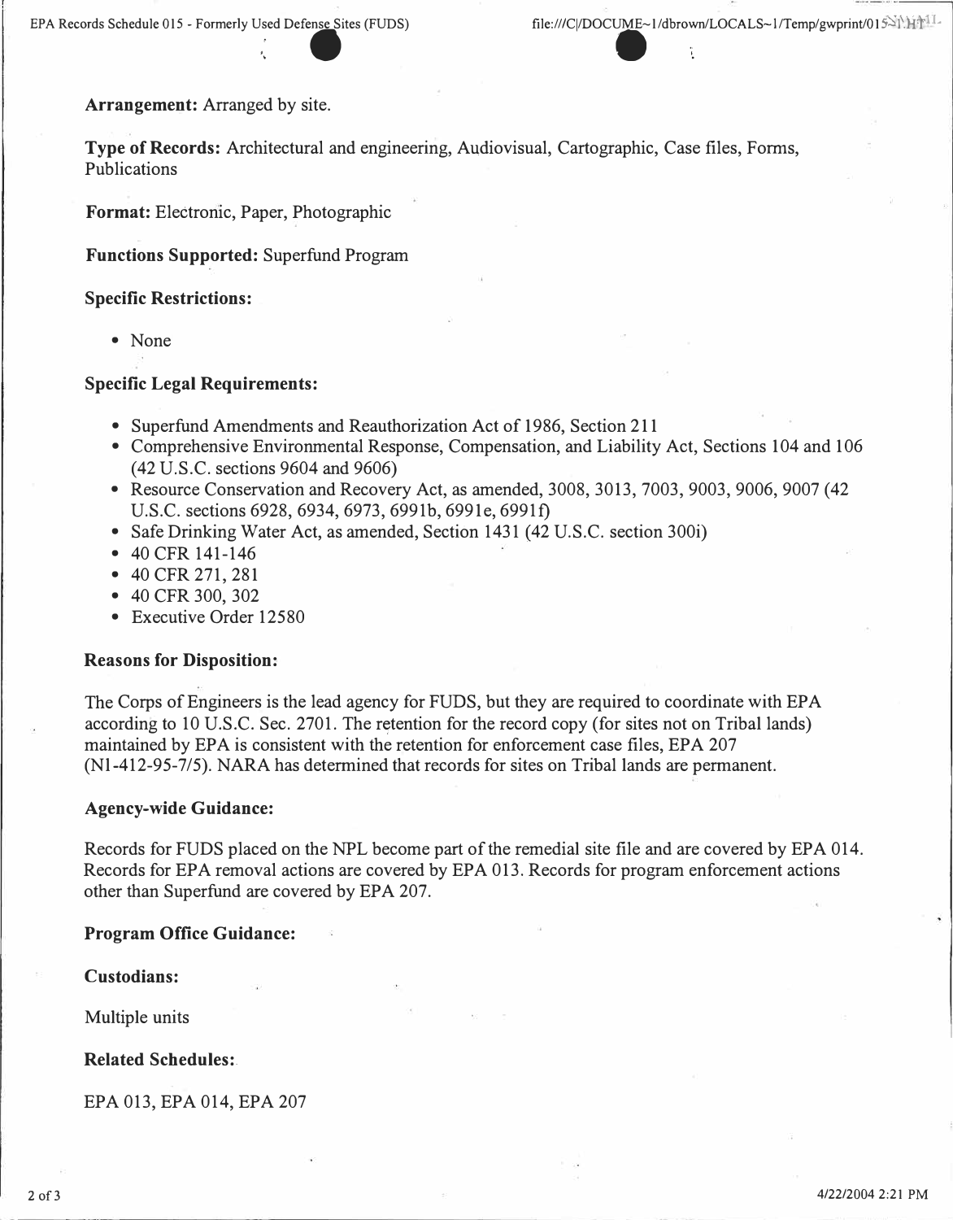**Arrangement:** Arranged by site.

**Type of Records:** Architectural and engineering, Audiovisual, Cartographic, Case files, Forms, Publications

**Format:** Electronic, Paper, Photographic

**Functions Supported:** Superfund Program

**Specific Restrictions:**

- None

**Specific Legal Requirements:**

- Superfund Amendments and Reauthorization Act of 1986, Section 211
- Comprehensive Environmental Response, Compensation, and Liability Act, Sections 104 and 106 (42 U.S.C. sections 9604 and 9606)
- Resource Conservation and Recovery Act, as amended, 3008, 3013, 7003, 9003, 9006, 9007 (42 U.S.C. sections 6928, 6934, 6973, 6991b, 6991e, 6991f)
- Safe Drinking Water Act, as amended, Section 1431 (42 U.S.C. section 300i)
- 40 CFR 141-146
- 40 CFR 271, 281
- 40 CFR 300, 302
- Executive Order 12580

**Reasons for Disposition:**

The Corps of Engineers is the lead agency for FUDS, but they are required to coordinate with EPA according to 10 U.S.C. Sec. 2701. The retention for the record copy (for sites not on Tribal lands) maintained by EPA is consistent with the retention for enforcement case files, EPA 207 (N1-412-95-7/5). NARA has determined that records for sites on Tribal lands are permanent.

**Agency-wide Guidance:**

Records for FUDS placed on the NPL become part of the remedial site file and are covered by EPA 014. Records for EPA removal actions are covered by EPA 013. Records for program enforcement actions other than Superfund are covered by EPA 207.

**Program Office Guidance:**

**Custodians:**

Multiple units

**Related Schedules:**

EPA 013, EPA 014, EPA 207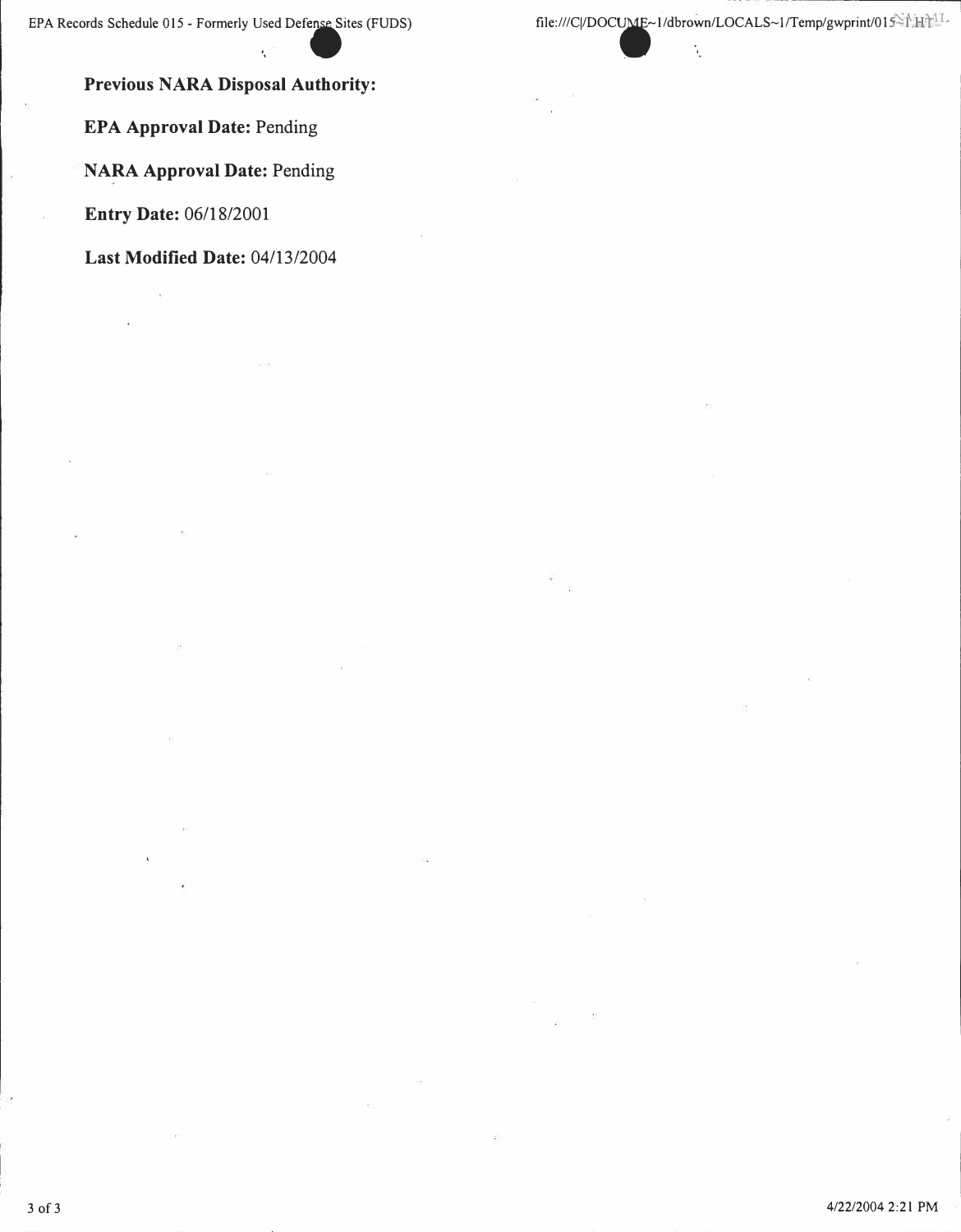**Previous NARA Disposal Authority:**

**EPA Approval Date:** Pending

**NARA Approval Date:** Pending

**Entry Date:** 06/18/2001

**Last Modified Date:** 04/13/2004